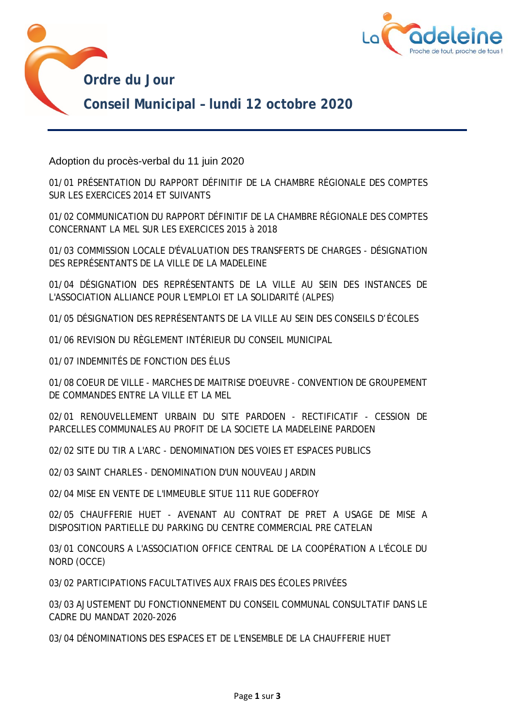# Ordre du Jour

## Conseil Municipal – lundi 12 octobre 2020

Adoption du procès-verbal du 11 juin 2020

01/01 PRÉSENTATION DU RAPPORT DÉFINITIF DE LA CHAMBRE RÉGIONALE DES COMPTES SUR LES EXERCICES 2014 ET SUIVANTS

01/02 COMMUNICATION DU RAPPORT DÉFINITIF DE LA CHAMBRE RÉGIONALE DES COMPTES CONCERNANT LA MEL SUR LES EXERCICES 2015 à 2018

01/03 COMMISSION LOCALE D'ÉVALUATION DES TRANSFERTS DE CHARGES - DÉSIGNATION DES REPRÉSENTANTS DE LA VILLE DE LA MADELEINE

01/04 DÉSIGNATION DES REPRÉSENTANTS DE LA VILLE AU SEIN DES INSTANCES DE L'ASSOCIATION ALLIANCE POUR L'EMPLOI ET LA SOLIDARITÉ (ALPES)

01/05 DÉSIGNATION DES REPRÉSENTANTS DE LA VILLE AU SEIN DES CONSEILS D'ÉCOLES

01/06 REVISION DU RÈGLEMENT INTÉRIEUR DU CONSEIL MUNICIPAL

01/07 INDEMNITÉS DE FONCTION DES ÉLUS

01/08 COEUR DE VILLE - MARCHES DE MAITRISE D'OEUVRE - CONVENTION DE GROUPEMENT DE COMMANDES ENTRE LA VILLE ET LA MEL

02/01 RENOUVELLEMENT URBAIN DU SITE PARDOEN - RECTIFICATIF - CESSION DE PARCELLES COMMUNALES AU PROFIT DE LA SOCIETE LA MADELEINE PARDOEN

02/02 SITE DU TIR A L'ARC - DENOMINATION DES VOIES ET ESPACES PUBLICS

02/03 SAINT CHARLES - DENOMINATION D'UN NOUVEAU JARDIN

02/04 MISE EN VENTE DE L'IMMEUBLE SITUE 111 RUE GODEFROY

02/05 CHAUFFERIE HUET - AVENANT AU CONTRAT DE PRET A USAGE DE MISE A DISPOSITION PARTIELLE DU PARKING DU CENTRE COMMERCIAL PRE CATELAN

03/01 CONCOURS A L'ASSOCIATION OFFICE CENTRAL DE LA COOPÉRATION A L'ÉCOLE DU NORD (OCCE)

03/02 PARTICIPATIONS FACULTATIVES AUX FRAIS DES ÉCOLES PRIVÉES

03/03 AJUSTEMENT DU FONCTIONNEMENT DU CONSEIL COMMUNAL CONSULTATIF DANS LE CADRE DU MANDAT 2020-2026

03/04 DÉNOMINATIONS DES ESPACES ET DE L'ENSEMBLE DE LA CHAUFFERIE HUET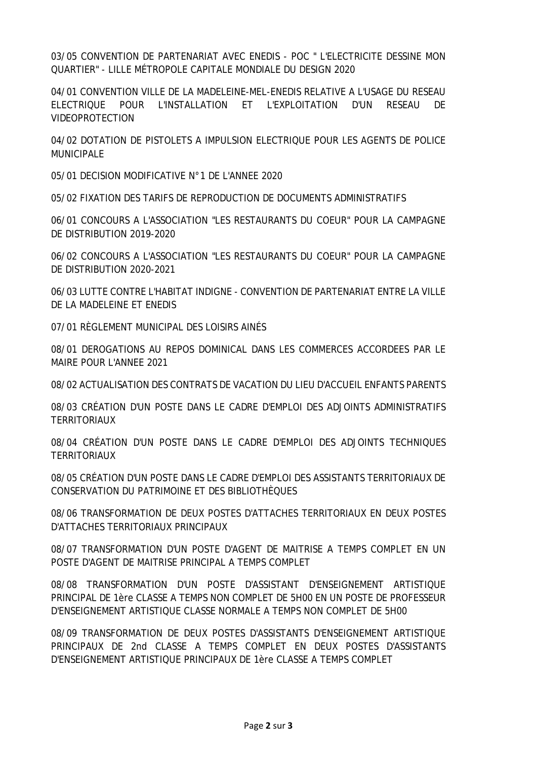03/05 CONVENTION DE PARTENARIAT AVEC ENEDIS - POC " L'ELECTRICITE DESSINE MON QUARTIER" - LILLE MÉTROPOLE CAPITALE MONDIALE DU DESIGN 2020

04/01 CONVENTION VILLE DE LA MADELEINE-MEL-ENEDIS RELATIVE A L'USAGE DU RESEAU ELECTRIQUE POUR L'INSTALLATION ET L'EXPLOITATION D'UN RESEAU DE VIDEOPROTECTION

04/02 DOTATION DE PISTOLETS A IMPULSION ELECTRIQUE POUR LES AGENTS DE POLICE MUNICIPALE

05/01 DECISION MODIFICATIVE N°1 DE L'ANNEE 2020

05/02 FIXATION DES TARIFS DE REPRODUCTION DE DOCUMENTS ADMINISTRATIFS

06/01 CONCOURS A L'ASSOCIATION "LES RESTAURANTS DU COEUR" POUR LA CAMPAGNE DE DISTRIBUTION 2019-2020

06/02 CONCOURS A L'ASSOCIATION "LES RESTAURANTS DU COEUR" POUR LA CAMPAGNE DE DISTRIBUTION 2020-2021

06/03 LUTTE CONTRE L'HABITAT INDIGNE - CONVENTION DE PARTENARIAT ENTRE LA VILLE DE LA MADELEINE ET ENEDIS

07/01 RÈGLEMENT MUNICIPAL DES LOISIRS AINÉS

08/01 DEROGATIONS AU REPOS DOMINICAL DANS LES COMMERCES ACCORDEES PAR LE MAIRE POUR L'ANNEE 2021

08/02 ACTUALISATION DES CONTRATS DE VACATION DU LIEU D'ACCUEIL ENFANTS PARENTS

08/03 CRÉATION D'UN POSTE DANS LE CADRE D'EMPLOI DES ADJOINTS ADMINISTRATIFS TERRITORIAUX

08/04 CRÉATION D'UN POSTE DANS LE CADRE D'EMPLOI DES ADJOINTS TECHNIQUES TERRITORIAUX

08/05 CRÉATION D'UN POSTE DANS LE CADRE D'EMPLOI DES ASSISTANTS TERRITORIAUX DE CONSERVATION DU PATRIMOINE ET DES BIBLIOTHÈQUES

08/06 TRANSFORMATION DE DEUX POSTES D'ATTACHES TERRITORIAUX EN DEUX POSTES D'ATTACHES TERRITORIAUX PRINCIPAUX

08/07 TRANSFORMATION D'UN POSTE D'AGENT DE MAITRISE A TEMPS COMPLET EN UN POSTE D'AGENT DE MAITRISE PRINCIPAL A TEMPS COMPLET

08/08 TRANSFORMATION D'UN POSTE D'ASSISTANT D'ENSEIGNEMENT ARTISTIQUE PRINCIPAL DE 1ère CLASSE A TEMPS NON COMPLET DE 5H00 EN UN POSTE DE PROFESSEUR D'ENSEIGNEMENT ARTISTIQUE CLASSE NORMALE A TEMPS NON COMPLET DE 5H00

08/09 TRANSFORMATION DE DEUX POSTES D'ASSISTANTS D'ENSEIGNEMENT ARTISTIQUE PRINCIPAUX DE 2nd CLASSE A TEMPS COMPLET EN DEUX POSTES D'ASSISTANTS D'ENSEIGNEMENT ARTISTIQUE PRINCIPAUX DE 1ère CLASSE A TEMPS COMPLET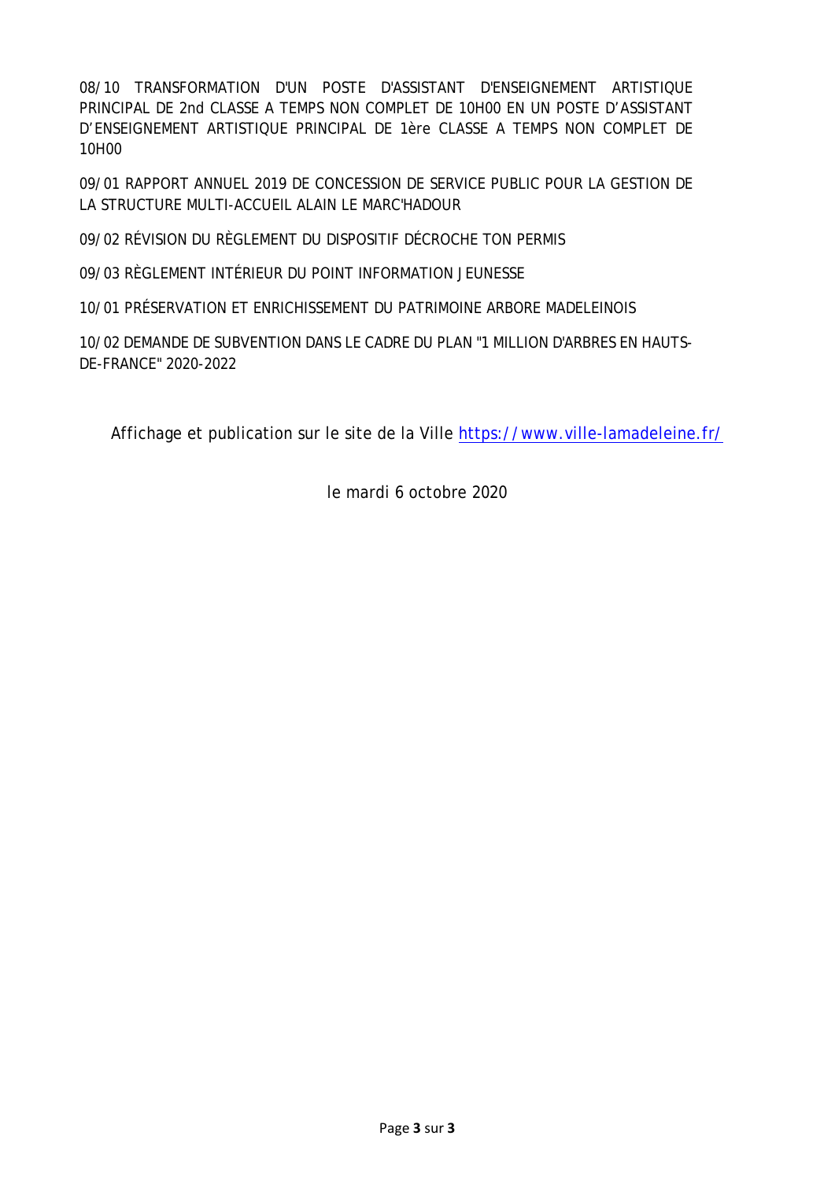08/10 TRANSFORMATION D'UN POSTE D'ASSISTANT D'ENSEIGNEMENT ARTISTIQUE PRINCIPAL DE 2nd CLASSE A TEMPS NON COMPLET DE 10H00 EN UN POSTE D'ASSISTANT D'ENSEIGNEMENT ARTISTIQUE PRINCIPAL DE 1ère CLASSE A TEMPS NON COMPLET DE 10H00

09/01 RAPPORT ANNUEL 2019 DE CONCESSION DE SERVICE PUBLIC POUR LA GESTION DE LA STRUCTURE MULTI-ACCUEIL ALAIN LE MARC'HADOUR

09/02 RÉVISION DU RÈGLEMENT DU DISPOSITIF DÉCROCHE TON PERMIS

09/03 RÈGLEMENT INTÉRIEUR DU POINT INFORMATION JEUNESSE

10/01 PRÉSERVATION ET ENRICHISSEMENT DU PATRIMOINE ARBORE MADELEINOIS

10/02 DEMANDE DE SUBVENTION DANS LE CADRE DU PLAN "1 MILLION D'ARBRES EN HAUTS-DE-FRANCE" 2020-2022

Affichage et publication sur le site de la Ville [https://www.ville-lamadeleine.fr/](https://www.ville-lamadeleine.fr/)

le mardi 6 octobre 2020